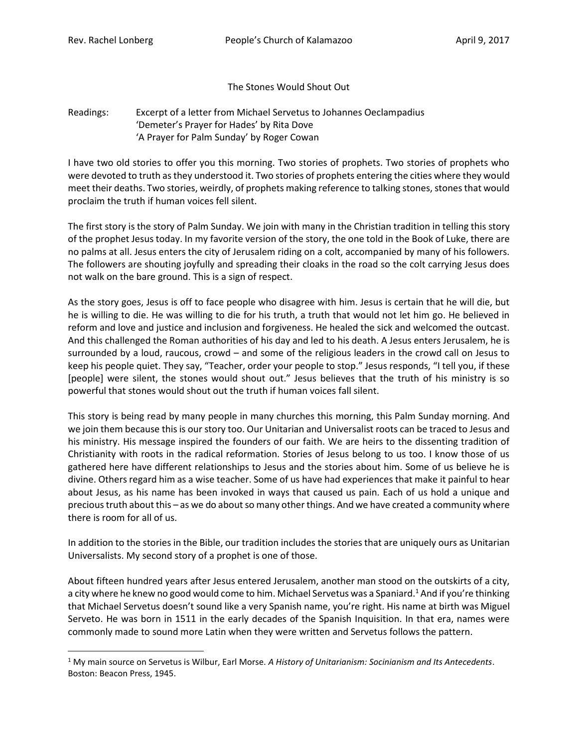Rev. Rachel Lonberg | People's Church of Kalamazoo | April 9, 2017

# The Stones Would Shout Out

Readings: Excerpt of a letter from Michael Servetus to Johannes Oeclampadius
'Demeter's Prayer for Hades' by Rita Dove
'A Prayer for Palm Sunday' by Roger Cowan

I have two old stories to offer you this morning. Two stories of prophets. Two stories of prophets who were devoted to truth as they understood it. Two stories of prophets entering the cities where they would meet their deaths. Two stories, weirdly, of prophets making reference to talking stones, stones that would proclaim the truth if human voices fell silent.

The first story is the story of Palm Sunday. We join with many in the Christian tradition in telling this story of the prophet Jesus today. In my favorite version of the story, the one told in the Book of Luke, there are no palms at all. Jesus enters the city of Jerusalem riding on a colt, accompanied by many of his followers. The followers are shouting joyfully and spreading their cloaks in the road so the colt carrying Jesus does not walk on the bare ground. This is a sign of respect.

As the story goes, Jesus is off to face people who disagree with him. Jesus is certain that he will die, but he is willing to die. He was willing to die for his truth, a truth that would not let him go. He believed in reform and love and justice and inclusion and forgiveness. He healed the sick and welcomed the outcast. And this challenged the Roman authorities of his day and led to his death. A Jesus enters Jerusalem, he is surrounded by a loud, raucous, crowd – and some of the religious leaders in the crowd call on Jesus to keep his people quiet. They say, "Teacher, order your people to stop." Jesus responds, "I tell you, if these [people] were silent, the stones would shout out." Jesus believes that the truth of his ministry is so powerful that stones would shout out the truth if human voices fall silent.

This story is being read by many people in many churches this morning, this Palm Sunday morning. And we join them because this is our story too. Our Unitarian and Universalist roots can be traced to Jesus and his ministry. His message inspired the founders of our faith. We are heirs to the dissenting tradition of Christianity with roots in the radical reformation. Stories of Jesus belong to us too. I know those of us gathered here have different relationships to Jesus and the stories about him. Some of us believe he is divine. Others regard him as a wise teacher. Some of us have had experiences that make it painful to hear about Jesus, as his name has been invoked in ways that caused us pain. Each of us hold a unique and precious truth about this – as we do about so many other things. And we have created a community where there is room for all of us.

In addition to the stories in the Bible, our tradition includes the stories that are uniquely ours as Unitarian Universalists. My second story of a prophet is one of those.

About fifteen hundred years after Jesus entered Jerusalem, another man stood on the outskirts of a city, a city where he knew no good would come to him. Michael Servetus was a Spaniard.[1] And if you're thinking that Michael Servetus doesn't sound like a very Spanish name, you're right. His name at birth was Miguel Serveto. He was born in 1511 in the early decades of the Spanish Inquisition. In that era, names were commonly made to sound more Latin when they were written and Servetus follows the pattern.

---

[1] My main source on Servetus is Wilbur, Earl Morse. *A History of Unitarianism: Socinianism and Its Antecedents*. Boston: Beacon Press, 1945.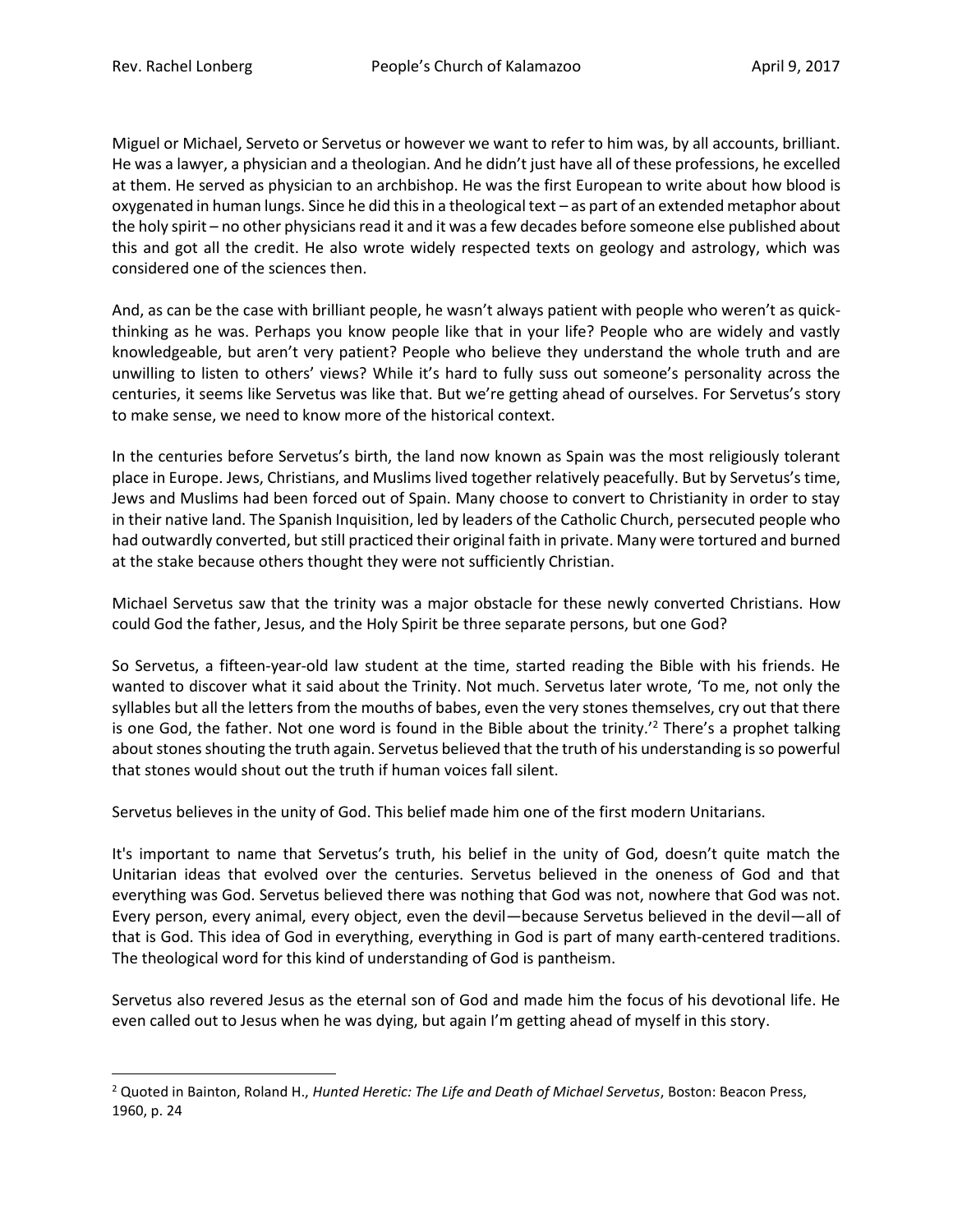Miguel or Michael, Serveto or Servetus or however we want to refer to him was, by all accounts, brilliant. He was a lawyer, a physician and a theologian. And he didn't just have all of these professions, he excelled at them. He served as physician to an archbishop. He was the first European to write about how blood is oxygenated in human lungs. Since he did this in a theological text – as part of an extended metaphor about the holy spirit – no other physicians read it and it was a few decades before someone else published about this and got all the credit. He also wrote widely respected texts on geology and astrology, which was considered one of the sciences then.

And, as can be the case with brilliant people, he wasn't always patient with people who weren't as quick-thinking as he was. Perhaps you know people like that in your life? People who are widely and vastly knowledgeable, but aren't very patient? People who believe they understand the whole truth and are unwilling to listen to others' views? While it's hard to fully suss out someone's personality across the centuries, it seems like Servetus was like that. But we're getting ahead of ourselves. For Servetus's story to make sense, we need to know more of the historical context.

In the centuries before Servetus's birth, the land now known as Spain was the most religiously tolerant place in Europe. Jews, Christians, and Muslims lived together relatively peacefully. But by Servetus's time, Jews and Muslims had been forced out of Spain. Many choose to convert to Christianity in order to stay in their native land. The Spanish Inquisition, led by leaders of the Catholic Church, persecuted people who had outwardly converted, but still practiced their original faith in private. Many were tortured and burned at the stake because others thought they were not sufficiently Christian.

Michael Servetus saw that the trinity was a major obstacle for these newly converted Christians. How could God the father, Jesus, and the Holy Spirit be three separate persons, but one God?

So Servetus, a fifteen-year-old law student at the time, started reading the Bible with his friends. He wanted to discover what it said about the Trinity. Not much. Servetus later wrote, 'To me, not only the syllables but all the letters from the mouths of babes, even the very stones themselves, cry out that there is one God, the father. Not one word is found in the Bible about the trinity.'[2] There's a prophet talking about stones shouting the truth again. Servetus believed that the truth of his understanding is so powerful that stones would shout out the truth if human voices fall silent.

Servetus believes in the unity of God. This belief made him one of the first modern Unitarians.

It's important to name that Servetus's truth, his belief in the unity of God, doesn't quite match the Unitarian ideas that evolved over the centuries. Servetus believed in the oneness of God and that everything was God. Servetus believed there was nothing that God was not, nowhere that God was not. Every person, every animal, every object, even the devil—because Servetus believed in the devil—all of that is God. This idea of God in everything, everything in God is part of many earth-centered traditions. The theological word for this kind of understanding of God is pantheism.

Servetus also revered Jesus as the eternal son of God and made him the focus of his devotional life. He even called out to Jesus when he was dying, but again I'm getting ahead of myself in this story.

---

[2] Quoted in Bainton, Roland H., *Hunted Heretic: The Life and Death of Michael Servetus*, Boston: Beacon Press, 1960, p. 24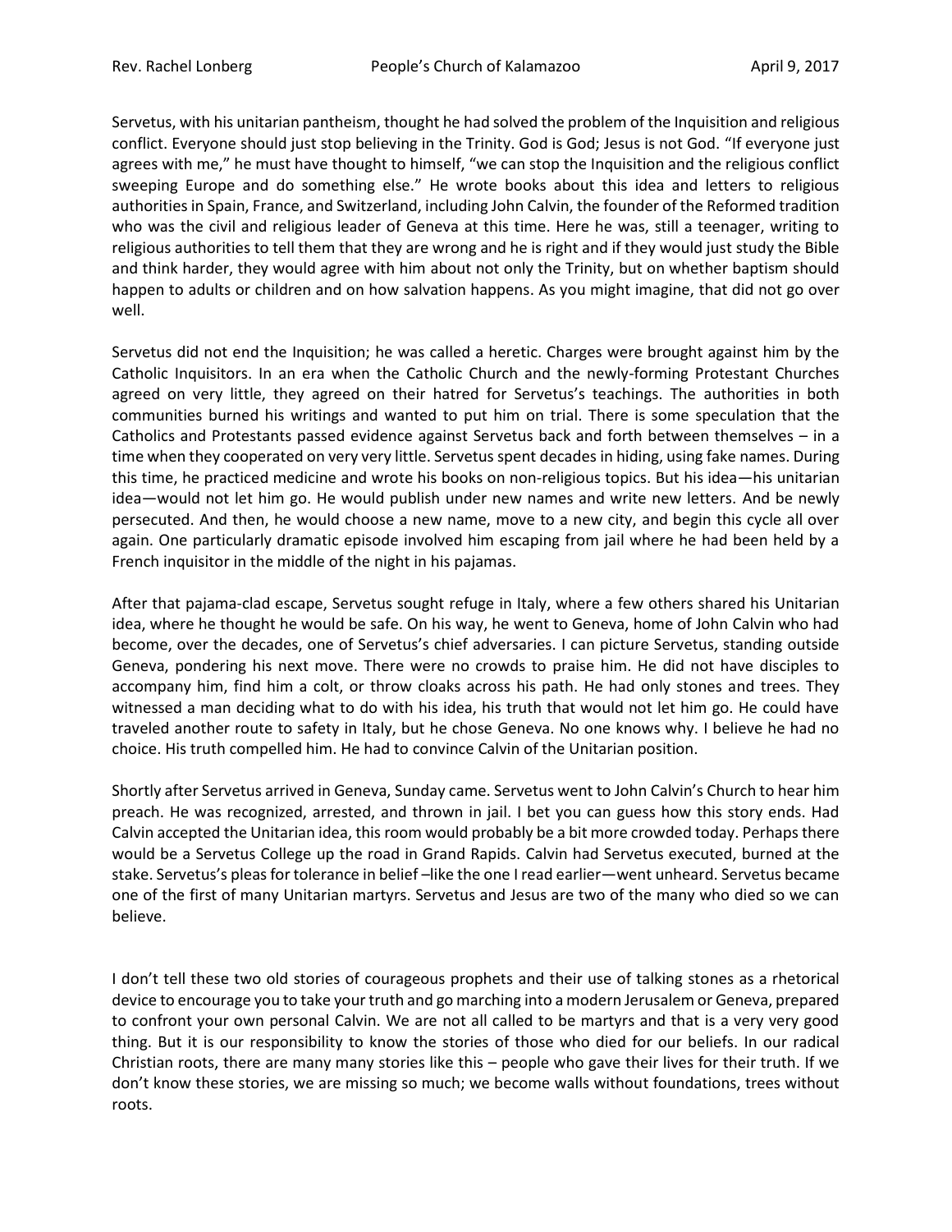Servetus, with his unitarian pantheism, thought he had solved the problem of the Inquisition and religious conflict. Everyone should just stop believing in the Trinity. God is God; Jesus is not God. "If everyone just agrees with me," he must have thought to himself, "we can stop the Inquisition and the religious conflict sweeping Europe and do something else." He wrote books about this idea and letters to religious authorities in Spain, France, and Switzerland, including John Calvin, the founder of the Reformed tradition who was the civil and religious leader of Geneva at this time. Here he was, still a teenager, writing to religious authorities to tell them that they are wrong and he is right and if they would just study the Bible and think harder, they would agree with him about not only the Trinity, but on whether baptism should happen to adults or children and on how salvation happens. As you might imagine, that did not go over well.

Servetus did not end the Inquisition; he was called a heretic. Charges were brought against him by the Catholic Inquisitors. In an era when the Catholic Church and the newly-forming Protestant Churches agreed on very little, they agreed on their hatred for Servetus's teachings. The authorities in both communities burned his writings and wanted to put him on trial. There is some speculation that the Catholics and Protestants passed evidence against Servetus back and forth between themselves – in a time when they cooperated on very very little. Servetus spent decades in hiding, using fake names. During this time, he practiced medicine and wrote his books on non-religious topics. But his idea—his unitarian idea—would not let him go. He would publish under new names and write new letters. And be newly persecuted. And then, he would choose a new name, move to a new city, and begin this cycle all over again. One particularly dramatic episode involved him escaping from jail where he had been held by a French inquisitor in the middle of the night in his pajamas.

After that pajama-clad escape, Servetus sought refuge in Italy, where a few others shared his Unitarian idea, where he thought he would be safe. On his way, he went to Geneva, home of John Calvin who had become, over the decades, one of Servetus's chief adversaries. I can picture Servetus, standing outside Geneva, pondering his next move. There were no crowds to praise him. He did not have disciples to accompany him, find him a colt, or throw cloaks across his path. He had only stones and trees. They witnessed a man deciding what to do with his idea, his truth that would not let him go. He could have traveled another route to safety in Italy, but he chose Geneva. No one knows why. I believe he had no choice. His truth compelled him. He had to convince Calvin of the Unitarian position.

Shortly after Servetus arrived in Geneva, Sunday came. Servetus went to John Calvin's Church to hear him preach. He was recognized, arrested, and thrown in jail. I bet you can guess how this story ends. Had Calvin accepted the Unitarian idea, this room would probably be a bit more crowded today. Perhaps there would be a Servetus College up the road in Grand Rapids. Calvin had Servetus executed, burned at the stake. Servetus's pleas for tolerance in belief –like the one I read earlier—went unheard. Servetus became one of the first of many Unitarian martyrs. Servetus and Jesus are two of the many who died so we can believe.

I don't tell these two old stories of courageous prophets and their use of talking stones as a rhetorical device to encourage you to take your truth and go marching into a modern Jerusalem or Geneva, prepared to confront your own personal Calvin. We are not all called to be martyrs and that is a very very good thing. But it is our responsibility to know the stories of those who died for our beliefs. In our radical Christian roots, there are many many stories like this – people who gave their lives for their truth. If we don't know these stories, we are missing so much; we become walls without foundations, trees without roots.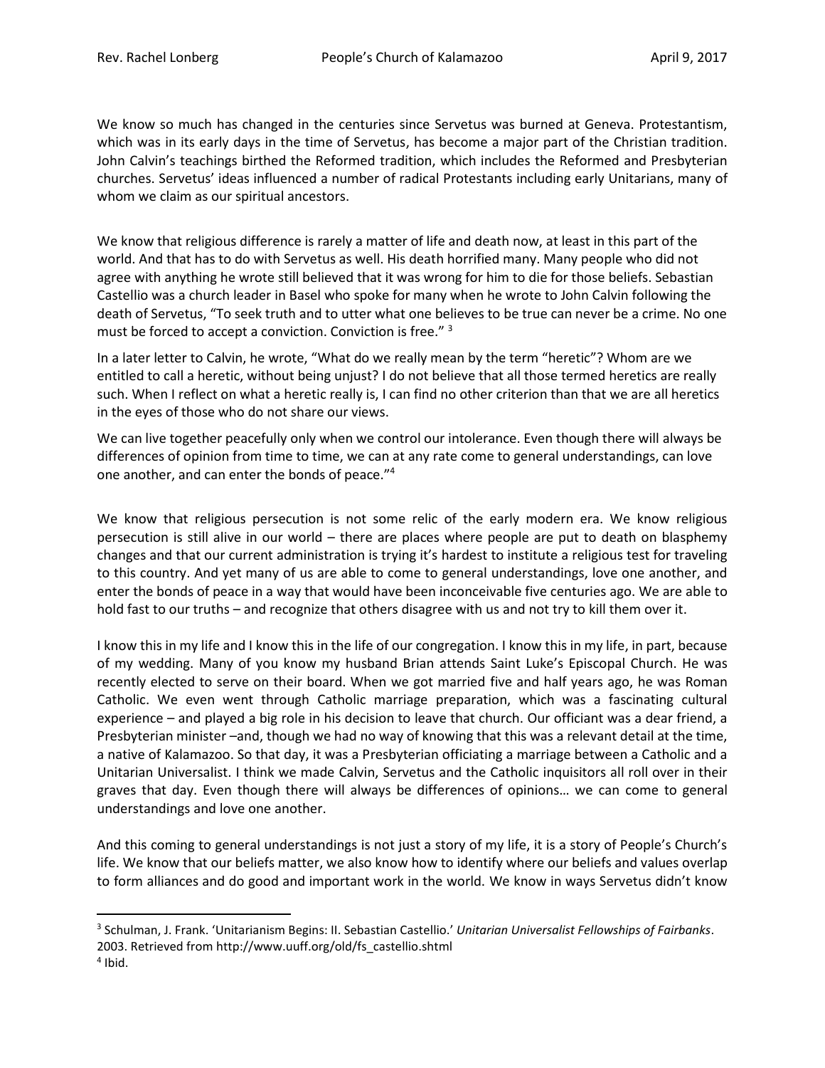We know so much has changed in the centuries since Servetus was burned at Geneva. Protestantism, which was in its early days in the time of Servetus, has become a major part of the Christian tradition. John Calvin's teachings birthed the Reformed tradition, which includes the Reformed and Presbyterian churches. Servetus' ideas influenced a number of radical Protestants including early Unitarians, many of whom we claim as our spiritual ancestors.

We know that religious difference is rarely a matter of life and death now, at least in this part of the world. And that has to do with Servetus as well. His death horrified many. Many people who did not agree with anything he wrote still believed that it was wrong for him to die for those beliefs. Sebastian Castellio was a church leader in Basel who spoke for many when he wrote to John Calvin following the death of Servetus, "To seek truth and to utter what one believes to be true can never be a crime. No one must be forced to accept a conviction. Conviction is free." [3]

In a later letter to Calvin, he wrote, "What do we really mean by the term "heretic"? Whom are we entitled to call a heretic, without being unjust? I do not believe that all those termed heretics are really such. When I reflect on what a heretic really is, I can find no other criterion than that we are all heretics in the eyes of those who do not share our views.

We can live together peacefully only when we control our intolerance. Even though there will always be differences of opinion from time to time, we can at any rate come to general understandings, can love one another, and can enter the bonds of peace."[4]

We know that religious persecution is not some relic of the early modern era. We know religious persecution is still alive in our world – there are places where people are put to death on blasphemy changes and that our current administration is trying it's hardest to institute a religious test for traveling to this country. And yet many of us are able to come to general understandings, love one another, and enter the bonds of peace in a way that would have been inconceivable five centuries ago. We are able to hold fast to our truths – and recognize that others disagree with us and not try to kill them over it.

I know this in my life and I know this in the life of our congregation. I know this in my life, in part, because of my wedding. Many of you know my husband Brian attends Saint Luke's Episcopal Church. He was recently elected to serve on their board. When we got married five and half years ago, he was Roman Catholic. We even went through Catholic marriage preparation, which was a fascinating cultural experience – and played a big role in his decision to leave that church. Our officiant was a dear friend, a Presbyterian minister –and, though we had no way of knowing that this was a relevant detail at the time, a native of Kalamazoo. So that day, it was a Presbyterian officiating a marriage between a Catholic and a Unitarian Universalist. I think we made Calvin, Servetus and the Catholic inquisitors all roll over in their graves that day. Even though there will always be differences of opinions… we can come to general understandings and love one another.

And this coming to general understandings is not just a story of my life, it is a story of People's Church's life. We know that our beliefs matter, we also know how to identify where our beliefs and values overlap to form alliances and do good and important work in the world. We know in ways Servetus didn't know

---

[3] Schulman, J. Frank. 'Unitarianism Begins: II. Sebastian Castellio.' *Unitarian Universalist Fellowships of Fairbanks*. 2003. Retrieved from http://www.uuff.org/old/fs_castellio.shtml

[4] Ibid.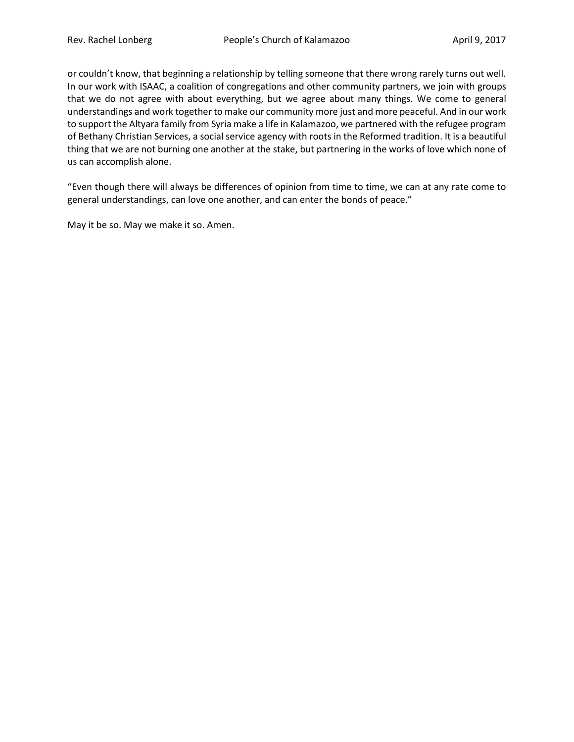or couldn't know, that beginning a relationship by telling someone that there wrong rarely turns out well. In our work with ISAAC, a coalition of congregations and other community partners, we join with groups that we do not agree with about everything, but we agree about many things. We come to general understandings and work together to make our community more just and more peaceful. And in our work to support the Altyara family from Syria make a life in Kalamazoo, we partnered with the refugee program of Bethany Christian Services, a social service agency with roots in the Reformed tradition. It is a beautiful thing that we are not burning one another at the stake, but partnering in the works of love which none of us can accomplish alone.

"Even though there will always be differences of opinion from time to time, we can at any rate come to general understandings, can love one another, and can enter the bonds of peace."

May it be so. May we make it so. Amen.